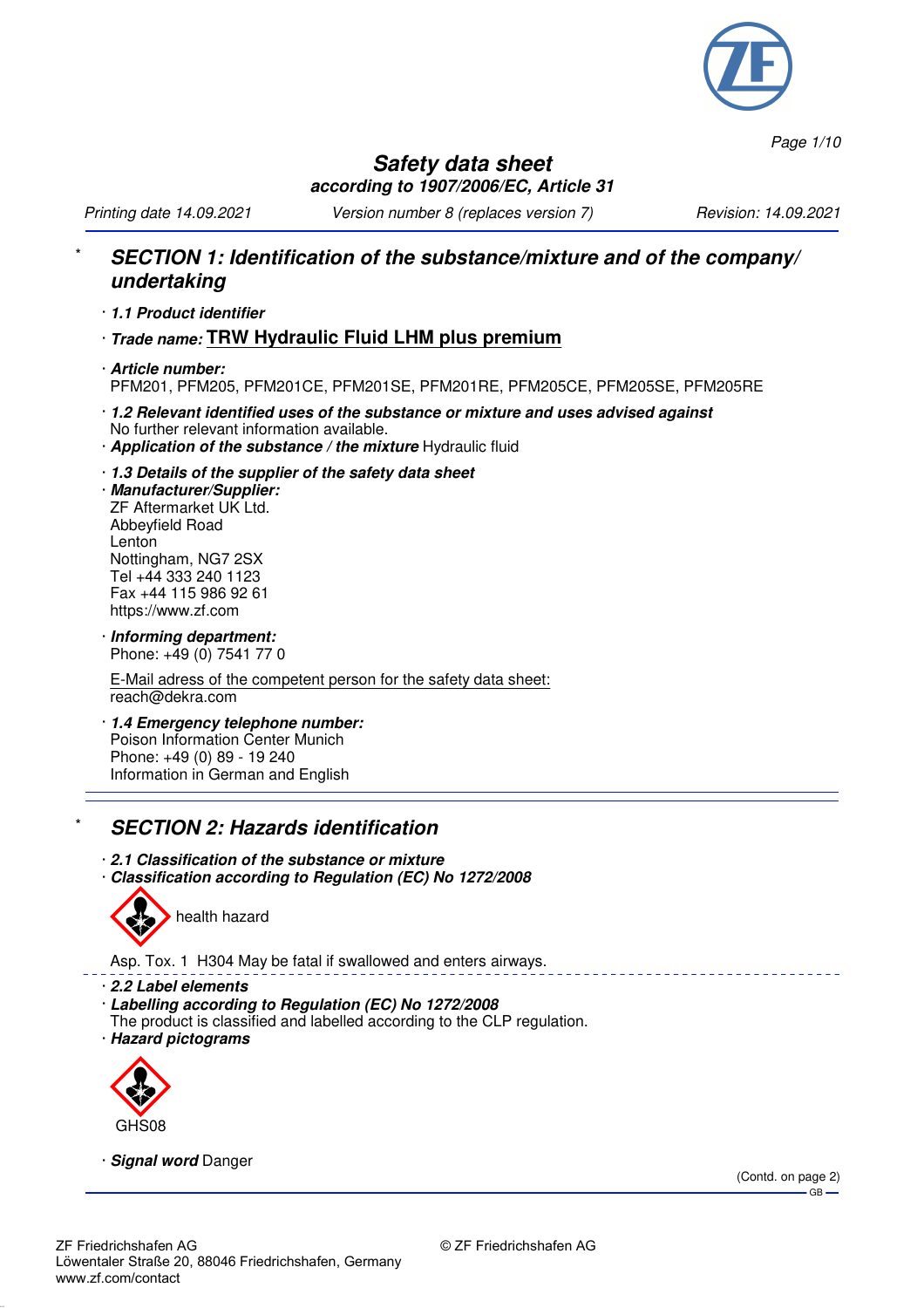# Safety data sheet

**according to 1907/2006/EC, Article 31**

*Printing date 14.09.2021* *Version number 8 (replaces version 7)* *Revision: 14.09.2021*

## * SECTION 1: Identification of the substance/mixture and of the company/ undertaking

· ***1.1 Product identifier***

· ***Trade name:*** **TRW Hydraulic Fluid LHM plus premium**

· ***Article number:***
PFM201, PFM205, PFM201CE, PFM201SE, PFM201RE, PFM205CE, PFM205SE, PFM205RE

· ***1.2 Relevant identified uses of the substance or mixture and uses advised against***
No further relevant information available.

· ***Application of the substance / the mixture*** Hydraulic fluid

· ***1.3 Details of the supplier of the safety data sheet***

· ***Manufacturer/Supplier:***
ZF Aftermarket UK Ltd.
Abbeyfield Road
Lenton
Nottingham, NG7 2SX
Tel +44 333 240 1123
Fax +44 115 986 92 61
https://www.zf.com

· ***Informing department:***
Phone: +49 (0) 7541 77 0

E-Mail adress of the competent person for the safety data sheet:
reach@dekra.com

· ***1.4 Emergency telephone number:***
Poison Information Center Munich
Phone: +49 (0) 89 - 19 240
Information in German and English

## * SECTION 2: Hazards identification

· ***2.1 Classification of the substance or mixture***

· ***Classification according to Regulation (EC) No 1272/2008***

health hazard

Asp. Tox. 1 H304 May be fatal if swallowed and enters airways.

· ***2.2 Label elements***

· ***Labelling according to Regulation (EC) No 1272/2008***
The product is classified and labelled according to the CLP regulation.

· ***Hazard pictograms***

GHS08

· ***Signal word*** Danger

(Contd. on page 2)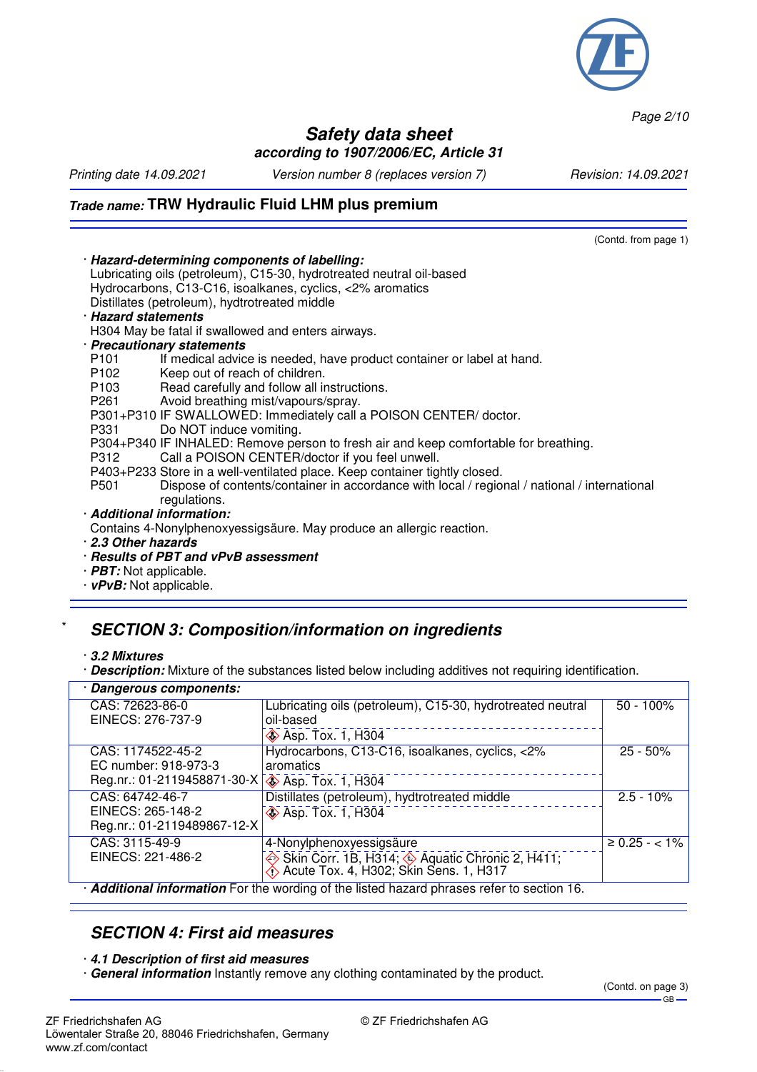(Contd. from page 1)

· **Hazard-determining components of labelling:**
Lubricating oils (petroleum), C15-30, hydrotreated neutral oil-based
Hydrocarbons, C13-C16, isoalkanes, cyclics, <2% aromatics
Distillates (petroleum), hydtrotreated middle

· **Hazard statements**
H304 May be fatal if swallowed and enters airways.

· **Precautionary statements**
P101 If medical advice is needed, have product container or label at hand.
P102 Keep out of reach of children.
P103 Read carefully and follow all instructions.
P261 Avoid breathing mist/vapours/spray.
P301+P310 IF SWALLOWED: Immediately call a POISON CENTER/ doctor.
P331 Do NOT induce vomiting.
P304+P340 IF INHALED: Remove person to fresh air and keep comfortable for breathing.
P312 Call a POISON CENTER/doctor if you feel unwell.
P403+P233 Store in a well-ventilated place. Keep container tightly closed.
P501 Dispose of contents/container in accordance with local / regional / national / international regulations.

· **Additional information:**
Contains 4-Nonylphenoxyessigsäure. May produce an allergic reaction.

· **2.3 Other hazards**
· **Results of PBT and vPvB assessment**
· **PBT:** Not applicable.
· **vPvB:** Not applicable.

## * SECTION 3: Composition/information on ingredients

· **3.2 Mixtures**
· **Description:** Mixture of the substances listed below including additives not requiring identification.

| · **Dangerous components:** | | |
|---|---|---|
| CAS: 72623-86-0<br>EINECS: 276-737-9 | Lubricating oils (petroleum), C15-30, hydrotreated neutral oil-based<br>Asp. Tox. 1, H304 | 50 - 100% |
| CAS: 1174522-45-2<br>EC number: 918-973-3<br>Reg.nr.: 01-2119458871-30-X | Hydrocarbons, C13-C16, isoalkanes, cyclics, <2% aromatics<br>Asp. Tox. 1, H304 | 25 - 50% |
| CAS: 64742-46-7<br>EINECS: 265-148-2<br>Reg.nr.: 01-2119489867-12-X | Distillates (petroleum), hydtrotreated middle<br>Asp. Tox. 1, H304 | 2.5 - 10% |
| CAS: 3115-49-9<br>EINECS: 221-486-2 | 4-Nonylphenoxyessigsäure<br>Skin Corr. 1B, H314; Aquatic Chronic 2, H411; Acute Tox. 4, H302; Skin Sens. 1, H317 | ≥ 0.25 - < 1% |

· **Additional information** For the wording of the listed hazard phrases refer to section 16.

## SECTION 4: First aid measures

· **4.1 Description of first aid measures**
· **General information** Instantly remove any clothing contaminated by the product.

(Contd. on page 3)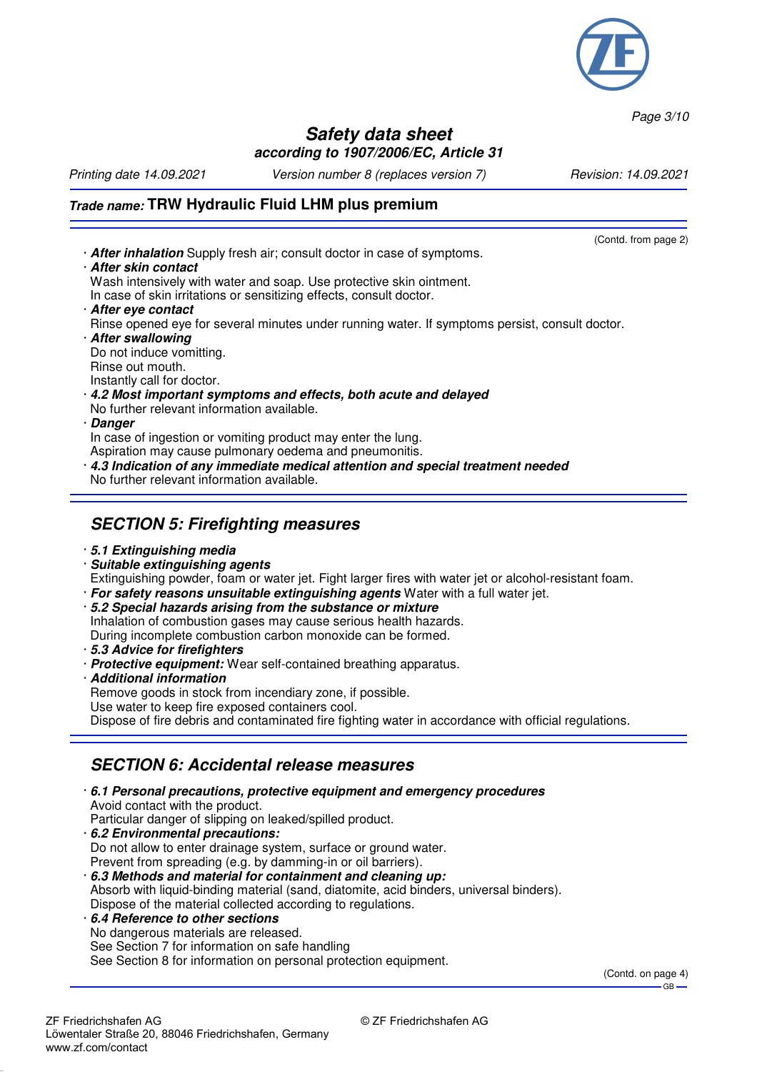**Trade name: TRW Hydraulic Fluid LHM plus premium**

(Contd. from page 2)

- **After inhalation** Supply fresh air; consult doctor in case of symptoms.
- **After skin contact**
  Wash intensively with water and soap. Use protective skin ointment.
  In case of skin irritations or sensitizing effects, consult doctor.
- **After eye contact**
  Rinse opened eye for several minutes under running water. If symptoms persist, consult doctor.
- **After swallowing**
  Do not induce vomitting.
  Rinse out mouth.
  Instantly call for doctor.
- **4.2 Most important symptoms and effects, both acute and delayed**
  No further relevant information available.
- **Danger**
  In case of ingestion or vomiting product may enter the lung.
  Aspiration may cause pulmonary oedema and pneumonitis.
- **4.3 Indication of any immediate medical attention and special treatment needed**
  No further relevant information available.

## SECTION 5: Firefighting measures

- **5.1 Extinguishing media**
- **Suitable extinguishing agents**
  Extinguishing powder, foam or water jet. Fight larger fires with water jet or alcohol-resistant foam.
- **For safety reasons unsuitable extinguishing agents** Water with a full water jet.
- **5.2 Special hazards arising from the substance or mixture**
  Inhalation of combustion gases may cause serious health hazards.
  During incomplete combustion carbon monoxide can be formed.
- **5.3 Advice for firefighters**
- **Protective equipment:** Wear self-contained breathing apparatus.
- **Additional information**
  Remove goods in stock from incendiary zone, if possible.
  Use water to keep fire exposed containers cool.
  Dispose of fire debris and contaminated fire fighting water in accordance with official regulations.

## SECTION 6: Accidental release measures

- **6.1 Personal precautions, protective equipment and emergency procedures**
  Avoid contact with the product.
  Particular danger of slipping on leaked/spilled product.
- **6.2 Environmental precautions:**
  Do not allow to enter drainage system, surface or ground water.
  Prevent from spreading (e.g. by damming-in or oil barriers).
- **6.3 Methods and material for containment and cleaning up:**
  Absorb with liquid-binding material (sand, diatomite, acid binders, universal binders).
  Dispose of the material collected according to regulations.
- **6.4 Reference to other sections**
  No dangerous materials are released.
  See Section 7 for information on safe handling
  See Section 8 for information on personal protection equipment.

(Contd. on page 4)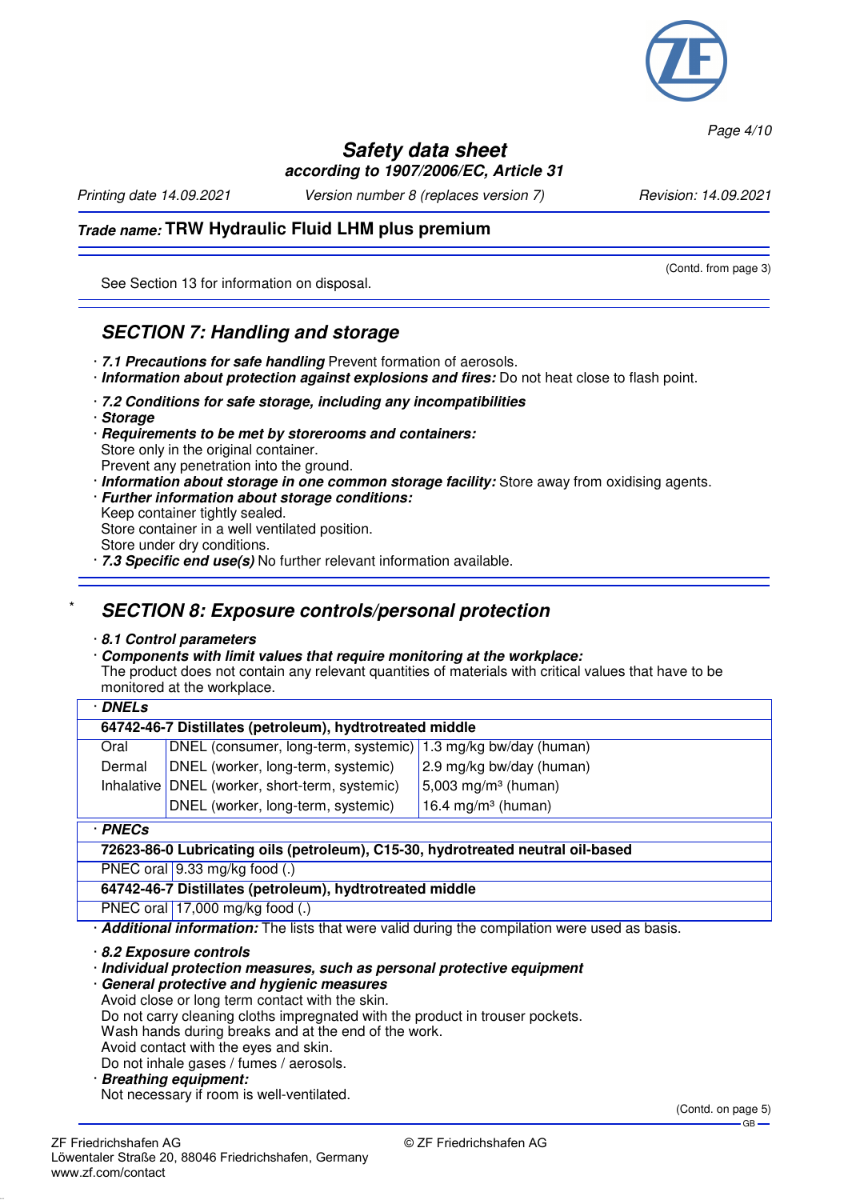(Contd. from page 3)

See Section 13 for information on disposal.

## SECTION 7: Handling and storage

· ***7.1 Precautions for safe handling*** Prevent formation of aerosols.
· ***Information about protection against explosions and fires:*** Do not heat close to flash point.

· ***7.2 Conditions for safe storage, including any incompatibilities***
· ***Storage***
· ***Requirements to be met by storerooms and containers:***
Store only in the original container.
Prevent any penetration into the ground.
· ***Information about storage in one common storage facility:*** Store away from oxidising agents.
· ***Further information about storage conditions:***
Keep container tightly sealed.
Store container in a well ventilated position.
Store under dry conditions.
· ***7.3 Specific end use(s)*** No further relevant information available.

\* 

## SECTION 8: Exposure controls/personal protection

· ***8.1 Control parameters***
· ***Components with limit values that require monitoring at the workplace:***
The product does not contain any relevant quantities of materials with critical values that have to be monitored at the workplace.

· ***DNELs***

| 64742-46-7 Distillates (petroleum), hydtrotreated middle | | |
|---|---|---|
| Oral | DNEL (consumer, long-term, systemic) | 1.3 mg/kg bw/day (human) |
| Dermal | DNEL (worker, long-term, systemic) | 2.9 mg/kg bw/day (human) |
| Inhalative | DNEL (worker, short-term, systemic) | 5,003 mg/m³ (human) |
| | DNEL (worker, long-term, systemic) | 16.4 mg/m³ (human) |

· ***PNECs***

| 72623-86-0 Lubricating oils (petroleum), C15-30, hydrotreated neutral oil-based | |
|---|---|
| PNEC oral | 9.33 mg/kg food (.) |
| **64742-46-7 Distillates (petroleum), hydtrotreated middle** | |
| PNEC oral | 17,000 mg/kg food (.) |

· ***Additional information:*** The lists that were valid during the compilation were used as basis.

· ***8.2 Exposure controls***
· ***Individual protection measures, such as personal protective equipment***
· ***General protective and hygienic measures***
Avoid close or long term contact with the skin.
Do not carry cleaning cloths impregnated with the product in trouser pockets.
Wash hands during breaks and at the end of the work.
Avoid contact with the eyes and skin.
Do not inhale gases / fumes / aerosols.
· ***Breathing equipment:***
Not necessary if room is well-ventilated.

(Contd. on page 5)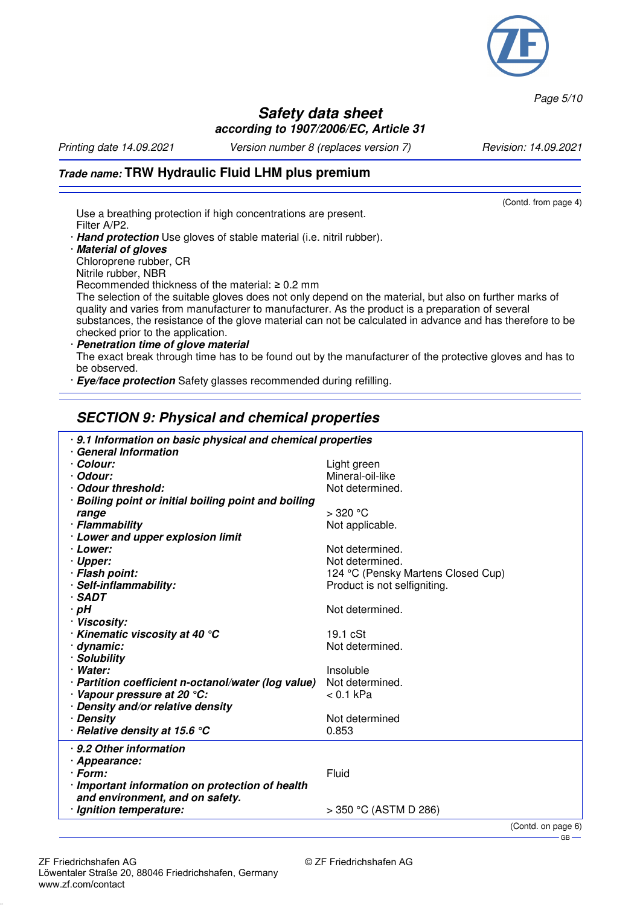(Contd. from page 4)

Use a breathing protection if high concentrations are present.
Filter A/P2.

- **Hand protection** Use gloves of stable material (i.e. nitril rubber).
- **Material of gloves**
  Chloroprene rubber, CR
  Nitrile rubber, NBR
  Recommended thickness of the material: ≥ 0.2 mm
  The selection of the suitable gloves does not only depend on the material, but also on further marks of quality and varies from manufacturer to manufacturer. As the product is a preparation of several substances, the resistance of the glove material can not be calculated in advance and has therefore to be checked prior to the application.
- **Penetration time of glove material**
  The exact break through time has to be found out by the manufacturer of the protective gloves and has to be observed.
- **Eye/face protection** Safety glasses recommended during refilling.

## SECTION 9: Physical and chemical properties

| Property | Value |
|---|---|
| **9.1 Information on basic physical and chemical properties** | |
| **General Information** | |
| **Colour:** | Light green |
| **Odour:** | Mineral-oil-like |
| **Odour threshold:** | Not determined. |
| **Boiling point or initial boiling point and boiling range** | > 320 °C |
| **Flammability** | Not applicable. |
| **Lower and upper explosion limit** | |
| **Lower:** | Not determined. |
| **Upper:** | Not determined. |
| **Flash point:** | 124 °C (Pensky Martens Closed Cup) |
| **Self-inflammability:** | Product is not selfigniting. |
| **SADT** | |
| **pH** | Not determined. |
| **Viscosity:** | |
| **Kinematic viscosity at 40 °C** | 19.1 cSt |
| **dynamic:** | Not determined. |
| **Solubility** | |
| **Water:** | Insoluble |
| **Partition coefficient n-octanol/water (log value)** | Not determined. |
| **Vapour pressure at 20 °C:** | < 0.1 kPa |
| **Density and/or relative density** | |
| **Density** | Not determined |
| **Relative density at 15.6 °C** | 0.853 |
| **9.2 Other information** | |
| **Appearance:** | |
| **Form:** | Fluid |
| **Important information on protection of health and environment, and on safety.** | |
| **Ignition temperature:** | > 350 °C (ASTM D 286) |

(Contd. on page 6)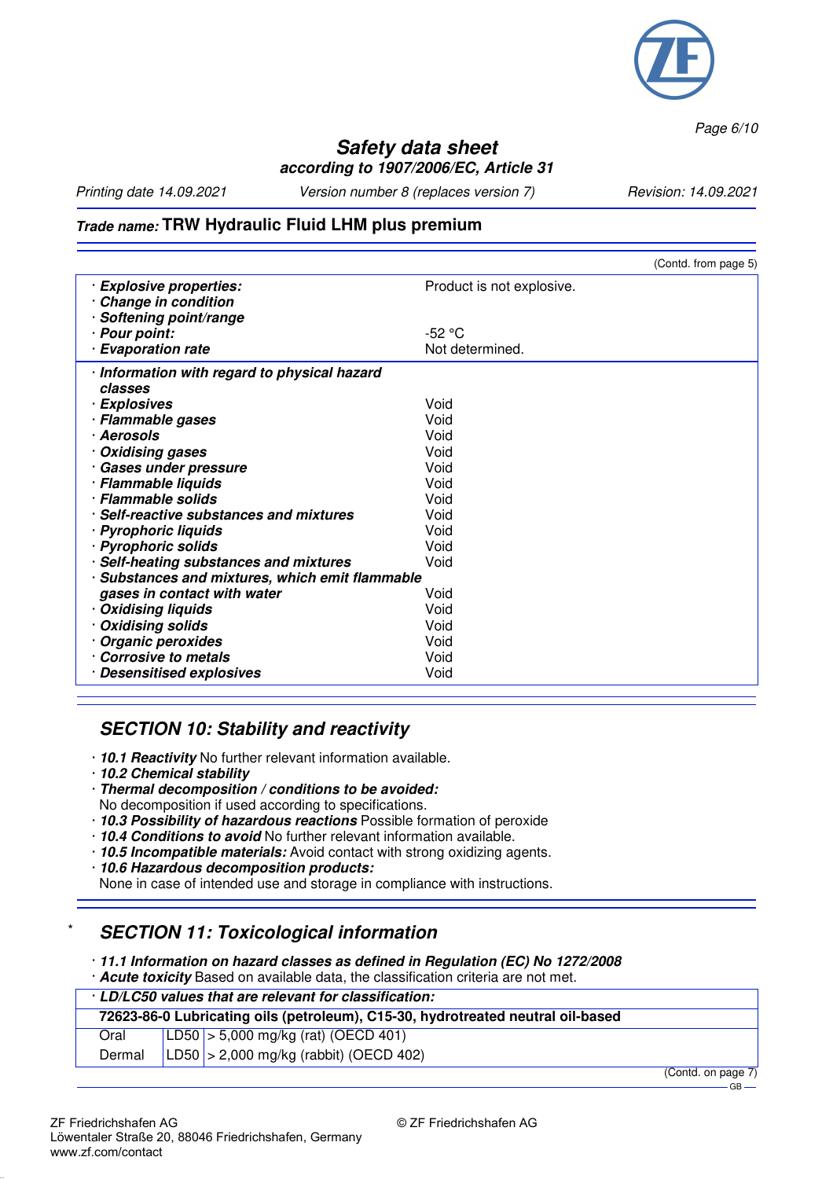(Contd. from page 5)

| | |
|---|---|
| · ***Explosive properties:*** | Product is not explosive. |
| · ***Change in condition*** | |
| · ***Softening point/range*** | |
| · ***Pour point:*** | -52 °C |
| · ***Evaporation rate*** | Not determined. |

| | |
|---|---|
| · ***Information with regard to physical hazard classes*** | |
| · ***Explosives*** | Void |
| · ***Flammable gases*** | Void |
| · ***Aerosols*** | Void |
| · ***Oxidising gases*** | Void |
| · ***Gases under pressure*** | Void |
| · ***Flammable liquids*** | Void |
| · ***Flammable solids*** | Void |
| · ***Self-reactive substances and mixtures*** | Void |
| · ***Pyrophoric liquids*** | Void |
| · ***Pyrophoric solids*** | Void |
| · ***Self-heating substances and mixtures*** | Void |
| · ***Substances and mixtures, which emit flammable gases in contact with water*** | Void |
| · ***Oxidising liquids*** | Void |
| · ***Oxidising solids*** | Void |
| · ***Organic peroxides*** | Void |
| · ***Corrosive to metals*** | Void |
| · ***Desensitised explosives*** | Void |

## *SECTION 10: Stability and reactivity*

· ***10.1 Reactivity*** No further relevant information available.
· ***10.2 Chemical stability***
· ***Thermal decomposition / conditions to be avoided:***
No decomposition if used according to specifications.
· ***10.3 Possibility of hazardous reactions*** Possible formation of peroxide
· ***10.4 Conditions to avoid*** No further relevant information available.
· ***10.5 Incompatible materials:*** Avoid contact with strong oxidizing agents.
· ***10.6 Hazardous decomposition products:***
None in case of intended use and storage in compliance with instructions.

## * *SECTION 11: Toxicological information*

· ***11.1 Information on hazard classes as defined in Regulation (EC) No 1272/2008***
· ***Acute toxicity*** Based on available data, the classification criteria are not met.

| · ***LD/LC50 values that are relevant for classification:*** | | |
|---|---|---|
| **72623-86-0 Lubricating oils (petroleum), C15-30, hydrotreated neutral oil-based** | | |
| Oral | LD50 | > 5,000 mg/kg (rat) (OECD 401) |
| Dermal | LD50 | > 2,000 mg/kg (rabbit) (OECD 402) |

(Contd. on page 7)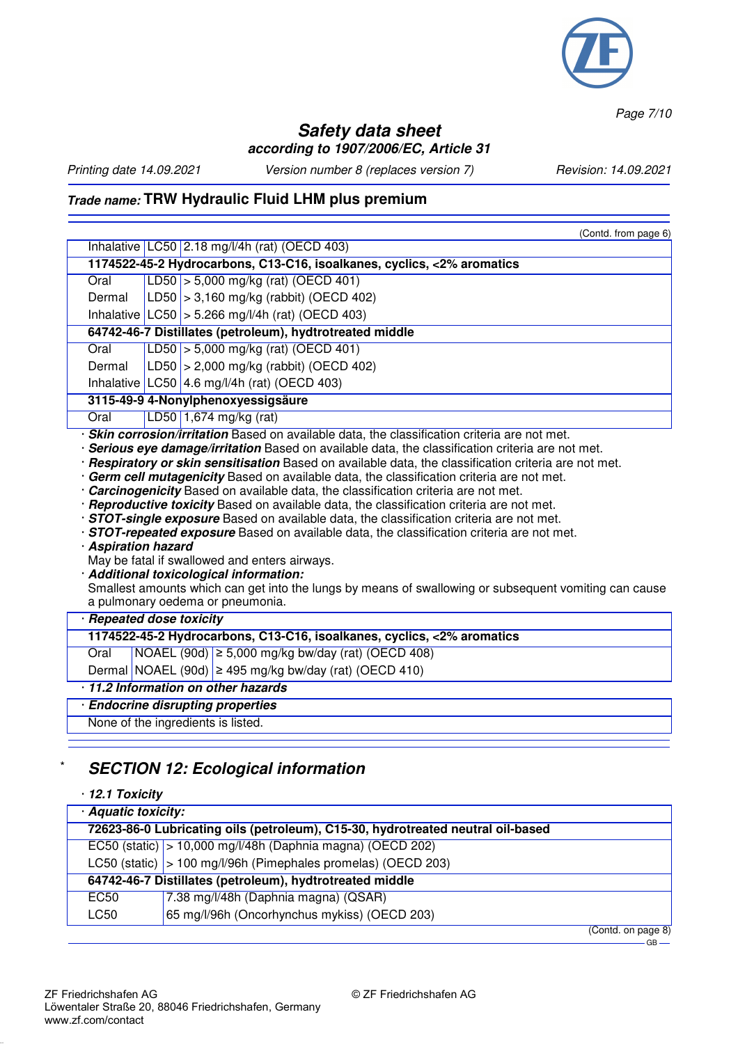(Contd. from page 6)

| | | |
|---|---|---|
| Inhalative | LC50 | 2.18 mg/l/4h (rat) (OECD 403) |
| **1174522-45-2 Hydrocarbons, C13-C16, isoalkanes, cyclics, <2% aromatics** | | |
| Oral | LD50 | > 5,000 mg/kg (rat) (OECD 401) |
| Dermal | LD50 | > 3,160 mg/kg (rabbit) (OECD 402) |
| Inhalative | LC50 | > 5.266 mg/l/4h (rat) (OECD 403) |
| **64742-46-7 Distillates (petroleum), hydtrotreated middle** | | |
| Oral | LD50 | > 5,000 mg/kg (rat) (OECD 401) |
| Dermal | LD50 | > 2,000 mg/kg (rabbit) (OECD 402) |
| Inhalative | LC50 | 4.6 mg/l/4h (rat) (OECD 403) |
| **3115-49-9 4-Nonylphenoxyessigsäure** | | |
| Oral | LD50 | 1,674 mg/kg (rat) |

· ***Skin corrosion/irritation*** Based on available data, the classification criteria are not met.
· ***Serious eye damage/irritation*** Based on available data, the classification criteria are not met.
· ***Respiratory or skin sensitisation*** Based on available data, the classification criteria are not met.
· ***Germ cell mutagenicity*** Based on available data, the classification criteria are not met.
· ***Carcinogenicity*** Based on available data, the classification criteria are not met.
· ***Reproductive toxicity*** Based on available data, the classification criteria are not met.
· ***STOT-single exposure*** Based on available data, the classification criteria are not met.
· ***STOT-repeated exposure*** Based on available data, the classification criteria are not met.
· ***Aspiration hazard***
May be fatal if swallowed and enters airways.
· ***Additional toxicological information:***
Smallest amounts which can get into the lungs by means of swallowing or subsequent vomiting can cause a pulmonary oedema or pneumonia.

| · ***Repeated dose toxicity*** | | |
|---|---|---|
| **1174522-45-2 Hydrocarbons, C13-C16, isoalkanes, cyclics, <2% aromatics** | | |
| Oral | NOAEL (90d) | ≥ 5,000 mg/kg bw/day (rat) (OECD 408) |
| Dermal | NOAEL (90d) | ≥ 495 mg/kg bw/day (rat) (OECD 410) |

· ***11.2 Information on other hazards***

| · ***Endocrine disrupting properties*** |
|---|
| None of the ingredients is listed. |

## * SECTION 12: Ecological information

· ***12.1 Toxicity***

| · ***Aquatic toxicity:*** | |
|---|---|
| **72623-86-0 Lubricating oils (petroleum), C15-30, hydrotreated neutral oil-based** | |
| EC50 (static) | > 10,000 mg/l/48h (Daphnia magna) (OECD 202) |
| LC50 (static) | > 100 mg/l/96h (Pimephales promelas) (OECD 203) |
| **64742-46-7 Distillates (petroleum), hydtrotreated middle** | |
| EC50 | 7.38 mg/l/48h (Daphnia magna) (QSAR) |
| LC50 | 65 mg/l/96h (Oncorhynchus mykiss) (OECD 203) |

(Contd. on page 8)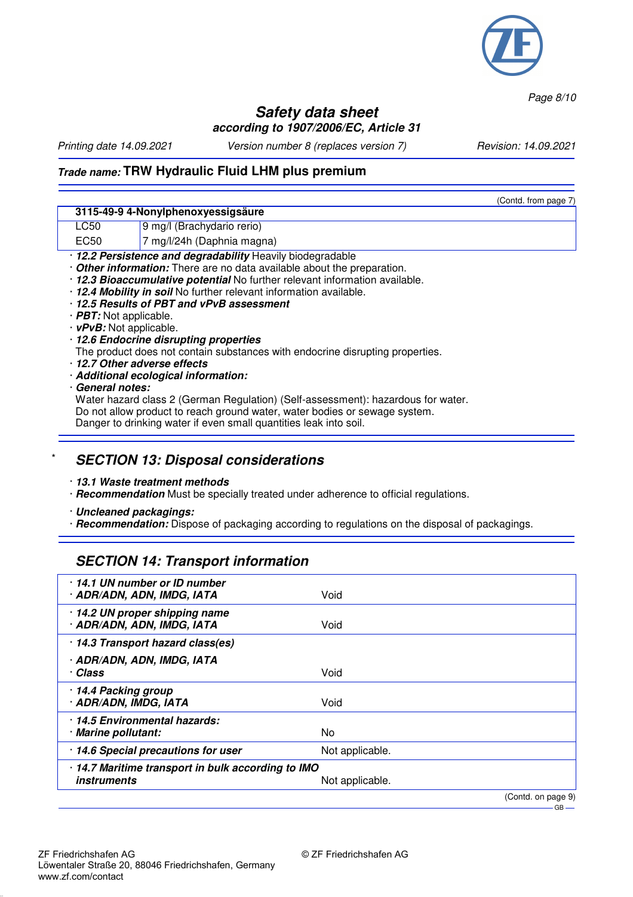(Contd. from page 7)

| 3115-49-9 4-Nonylphenoxyessigsäure | |
|---|---|
| LC50 | 9 mg/l (Brachydario rerio) |
| EC50 | 7 mg/l/24h (Daphnia magna) |

- · ***12.2 Persistence and degradability*** Heavily biodegradable
- · ***Other information:*** There are no data available about the preparation.
- · ***12.3 Bioaccumulative potential*** No further relevant information available.
- · ***12.4 Mobility in soil*** No further relevant information available.
- · ***12.5 Results of PBT and vPvB assessment***
- · ***PBT:*** Not applicable.
- · ***vPvB:*** Not applicable.
- · ***12.6 Endocrine disrupting properties***
  The product does not contain substances with endocrine disrupting properties.
- · ***12.7 Other adverse effects***
- · ***Additional ecological information:***
- · ***General notes:***
  Water hazard class 2 (German Regulation) (Self-assessment): hazardous for water.
  Do not allow product to reach ground water, water bodies or sewage system.
  Danger to drinking water if even small quantities leak into soil.

\* 

## SECTION 13: Disposal considerations

- · ***13.1 Waste treatment methods***
- · ***Recommendation*** Must be specially treated under adherence to official regulations.

- · ***Uncleaned packagings:***
- · ***Recommendation:*** Dispose of packaging according to regulations on the disposal of packagings.

## SECTION 14: Transport information

| | |
|---|---|
| · ***14.1 UN number or ID number*** · ***ADR/ADN, ADN, IMDG, IATA*** | Void |
| · ***14.2 UN proper shipping name*** · ***ADR/ADN, ADN, IMDG, IATA*** | Void |
| · ***14.3 Transport hazard class(es)*** · ***ADR/ADN, ADN, IMDG, IATA*** · ***Class*** | Void |
| · ***14.4 Packing group*** · ***ADR/ADN, IMDG, IATA*** | Void |
| · ***14.5 Environmental hazards:*** · ***Marine pollutant:*** | No |
| · ***14.6 Special precautions for user*** | Not applicable. |
| · ***14.7 Maritime transport in bulk according to IMO instruments*** | Not applicable. |

(Contd. on page 9)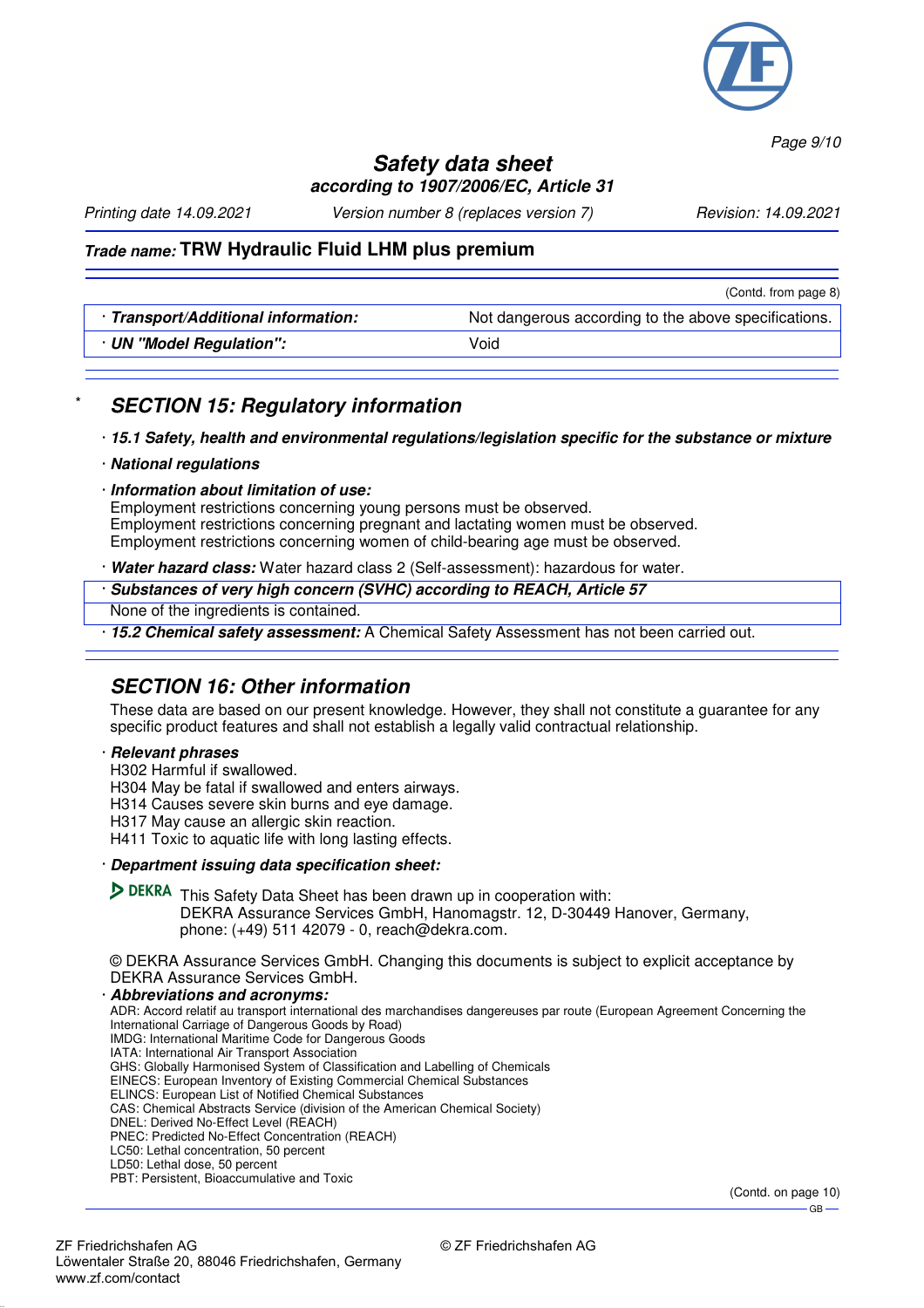(Contd. from page 8)

| · **Transport/Additional information:** | Not dangerous according to the above specifications. |
| --- | --- |
| · **UN "Model Regulation":** | Void |

\* 

## SECTION 15: Regulatory information

· **15.1 Safety, health and environmental regulations/legislation specific for the substance or mixture**

· **National regulations**

· **Information about limitation of use:**
Employment restrictions concerning young persons must be observed.
Employment restrictions concerning pregnant and lactating women must be observed.
Employment restrictions concerning women of child-bearing age must be observed.

· **Water hazard class:** Water hazard class 2 (Self-assessment): hazardous for water.

· **Substances of very high concern (SVHC) according to REACH, Article 57**
None of the ingredients is contained.

· **15.2 Chemical safety assessment:** A Chemical Safety Assessment has not been carried out.

## SECTION 16: Other information

These data are based on our present knowledge. However, they shall not constitute a guarantee for any specific product features and shall not establish a legally valid contractual relationship.

· **Relevant phrases**
H302 Harmful if swallowed.
H304 May be fatal if swallowed and enters airways.
H314 Causes severe skin burns and eye damage.
H317 May cause an allergic skin reaction.
H411 Toxic to aquatic life with long lasting effects.

· **Department issuing data specification sheet:**

DEKRA This Safety Data Sheet has been drawn up in cooperation with:
DEKRA Assurance Services GmbH, Hanomagstr. 12, D-30449 Hanover, Germany,
phone: (+49) 511 42079 - 0, reach@dekra.com.

© DEKRA Assurance Services GmbH. Changing this documents is subject to explicit acceptance by DEKRA Assurance Services GmbH.

· **Abbreviations and acronyms:**
ADR: Accord relatif au transport international des marchandises dangereuses par route (European Agreement Concerning the International Carriage of Dangerous Goods by Road)
IMDG: International Maritime Code for Dangerous Goods
IATA: International Air Transport Association
GHS: Globally Harmonised System of Classification and Labelling of Chemicals
EINECS: European Inventory of Existing Commercial Chemical Substances
ELINCS: European List of Notified Chemical Substances
CAS: Chemical Abstracts Service (division of the American Chemical Society)
DNEL: Derived No-Effect Level (REACH)
PNEC: Predicted No-Effect Concentration (REACH)
LC50: Lethal concentration, 50 percent
LD50: Lethal dose, 50 percent
PBT: Persistent, Bioaccumulative and Toxic

(Contd. on page 10)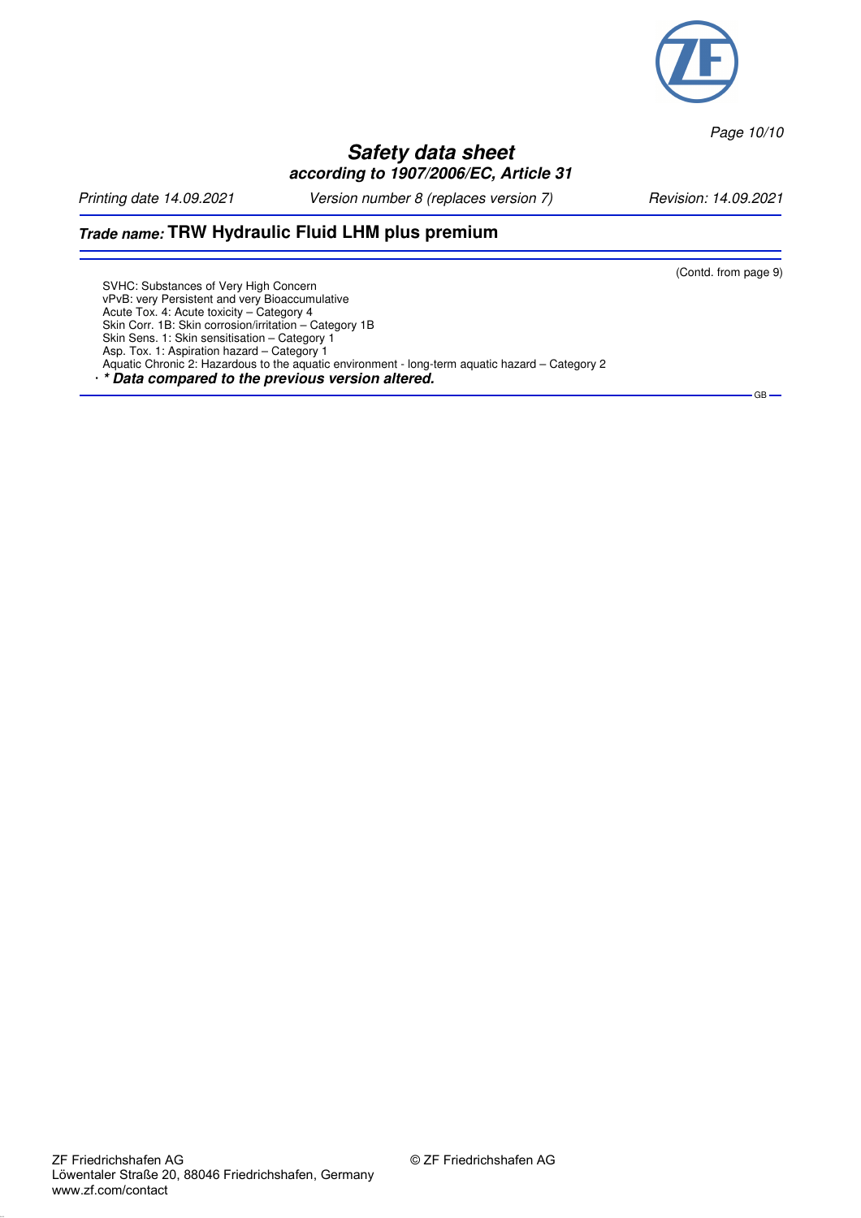(Contd. from page 9)

SVHC: Substances of Very High Concern
vPvB: very Persistent and very Bioaccumulative
Acute Tox. 4: Acute toxicity – Category 4
Skin Corr. 1B: Skin corrosion/irritation – Category 1B
Skin Sens. 1: Skin sensitisation – Category 1
Asp. Tox. 1: Aspiration hazard – Category 1
Aquatic Chronic 2: Hazardous to the aquatic environment - long-term aquatic hazard – Category 2

· ***\* Data compared to the previous version altered.***

GB

ZF Friedrichshafen AG
Löwentaler Straße 20, 88046 Friedrichshafen, Germany
www.zf.com/contact

© ZF Friedrichshafen AG